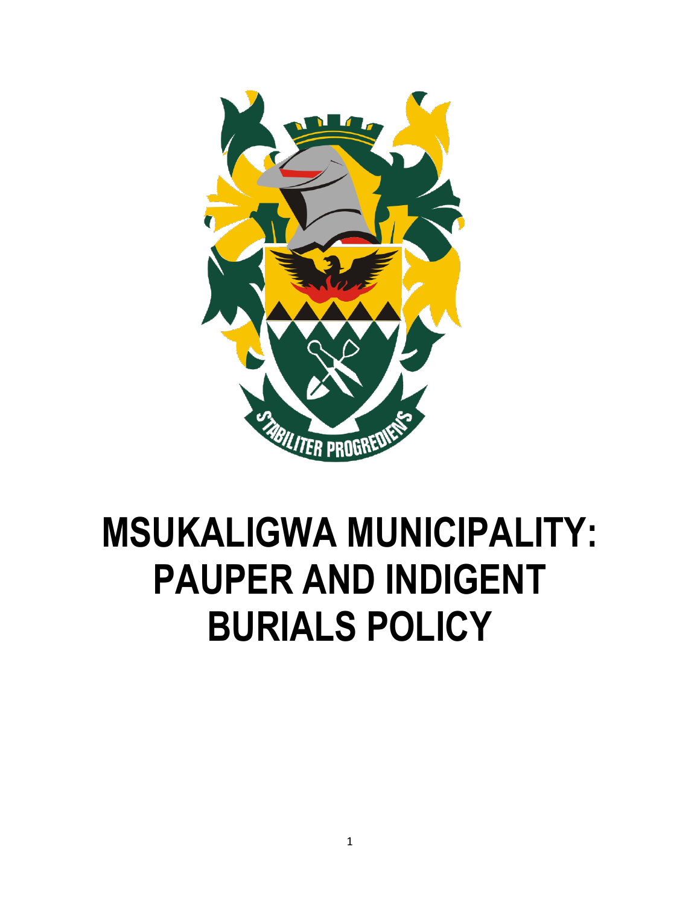# MSUKALIGWA MUNICIPALITY: PAUPER AND INDIGENT BURIALS POLICY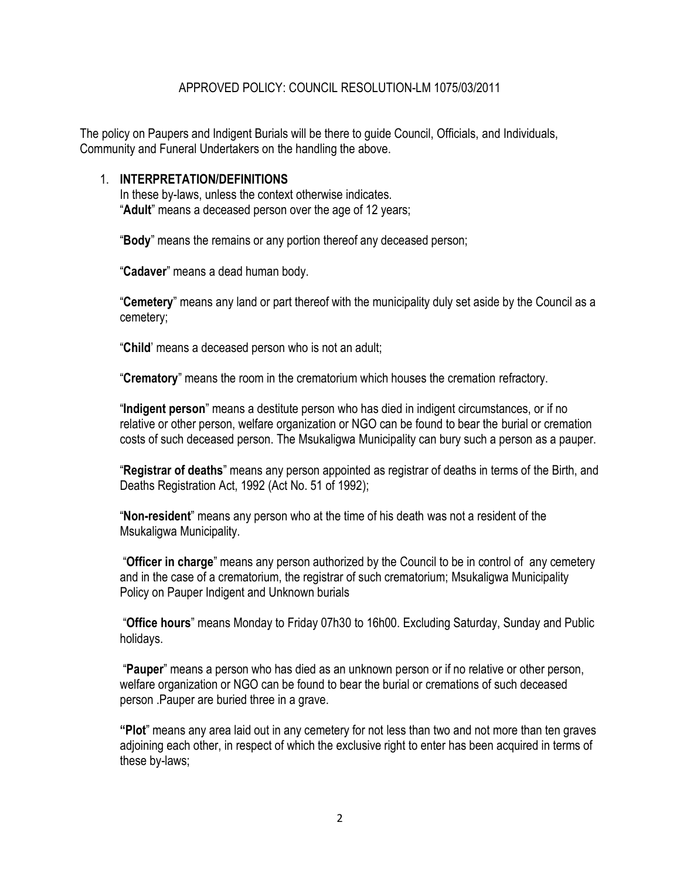APPROVED POLICY: COUNCIL RESOLUTION-LM 1075/03/2011

The policy on Paupers and Indigent Burials will be there to guide Council, Officials, and Individuals, Community and Funeral Undertakers on the handling the above.

1. **INTERPRETATION/DEFINITIONS**

   In these by-laws, unless the context otherwise indicates.

   "**Adult**" means a deceased person over the age of 12 years;

   "**Body**" means the remains or any portion thereof any deceased person;

   "**Cadaver**" means a dead human body.

   "**Cemetery**" means any land or part thereof with the municipality duly set aside by the Council as a cemetery;

   "**Child**' means a deceased person who is not an adult;

   "**Crematory**" means the room in the crematorium which houses the cremation refractory.

   "**Indigent person**" means a destitute person who has died in indigent circumstances, or if no relative or other person, welfare organization or NGO can be found to bear the burial or cremation costs of such deceased person. The Msukaligwa Municipality can bury such a person as a pauper.

   "**Registrar of deaths**" means any person appointed as registrar of deaths in terms of the Birth, and Deaths Registration Act, 1992 (Act No. 51 of 1992);

   "**Non-resident**" means any person who at the time of his death was not a resident of the Msukaligwa Municipality.

   "**Officer in charge**" means any person authorized by the Council to be in control of any cemetery and in the case of a crematorium, the registrar of such crematorium; Msukaligwa Municipality Policy on Pauper Indigent and Unknown burials

   "**Office hours**" means Monday to Friday 07h30 to 16h00. Excluding Saturday, Sunday and Public holidays.

   "**Pauper**" means a person who has died as an unknown person or if no relative or other person, welfare organization or NGO can be found to bear the burial or cremations of such deceased person .Pauper are buried three in a grave.

   **"Plot**" means any area laid out in any cemetery for not less than two and not more than ten graves adjoining each other, in respect of which the exclusive right to enter has been acquired in terms of these by-laws;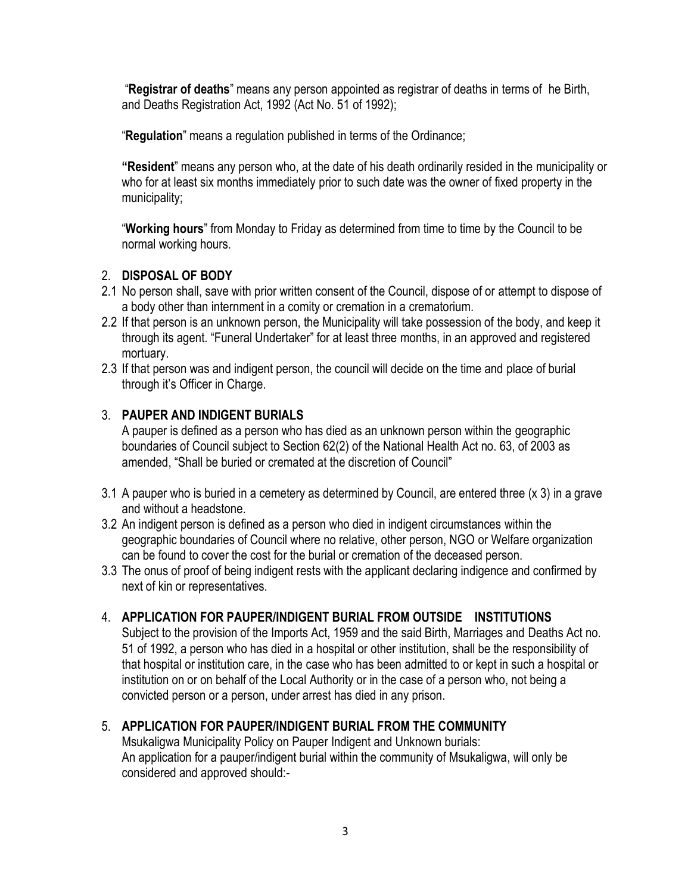"**Registrar of deaths**" means any person appointed as registrar of deaths in terms of he Birth, and Deaths Registration Act, 1992 (Act No. 51 of 1992);

"**Regulation**" means a regulation published in terms of the Ordinance;

**"Resident**" means any person who, at the date of his death ordinarily resided in the municipality or who for at least six months immediately prior to such date was the owner of fixed property in the municipality;

"**Working hours**" from Monday to Friday as determined from time to time by the Council to be normal working hours.

2. **DISPOSAL OF BODY**

2.1 No person shall, save with prior written consent of the Council, dispose of or attempt to dispose of a body other than internment in a comity or cremation in a crematorium.

2.2 If that person is an unknown person, the Municipality will take possession of the body, and keep it through its agent. "Funeral Undertaker" for at least three months, in an approved and registered mortuary.

2.3 If that person was and indigent person, the council will decide on the time and place of burial through it's Officer in Charge.

3. **PAUPER AND INDIGENT BURIALS**

A pauper is defined as a person who has died as an unknown person within the geographic boundaries of Council subject to Section 62(2) of the National Health Act no. 63, of 2003 as amended, "Shall be buried or cremated at the discretion of Council"

3.1 A pauper who is buried in a cemetery as determined by Council, are entered three (x 3) in a grave and without a headstone.

3.2 An indigent person is defined as a person who died in indigent circumstances within the geographic boundaries of Council where no relative, other person, NGO or Welfare organization can be found to cover the cost for the burial or cremation of the deceased person.

3.3 The onus of proof of being indigent rests with the applicant declaring indigence and confirmed by next of kin or representatives.

4. **APPLICATION FOR PAUPER/INDIGENT BURIAL FROM OUTSIDE INSTITUTIONS**

Subject to the provision of the Imports Act, 1959 and the said Birth, Marriages and Deaths Act no. 51 of 1992, a person who has died in a hospital or other institution, shall be the responsibility of that hospital or institution care, in the case who has been admitted to or kept in such a hospital or institution on or on behalf of the Local Authority or in the case of a person who, not being a convicted person or a person, under arrest has died in any prison.

5. **APPLICATION FOR PAUPER/INDIGENT BURIAL FROM THE COMMUNITY**

Msukaligwa Municipality Policy on Pauper Indigent and Unknown burials:
An application for a pauper/indigent burial within the community of Msukaligwa, will only be considered and approved should:-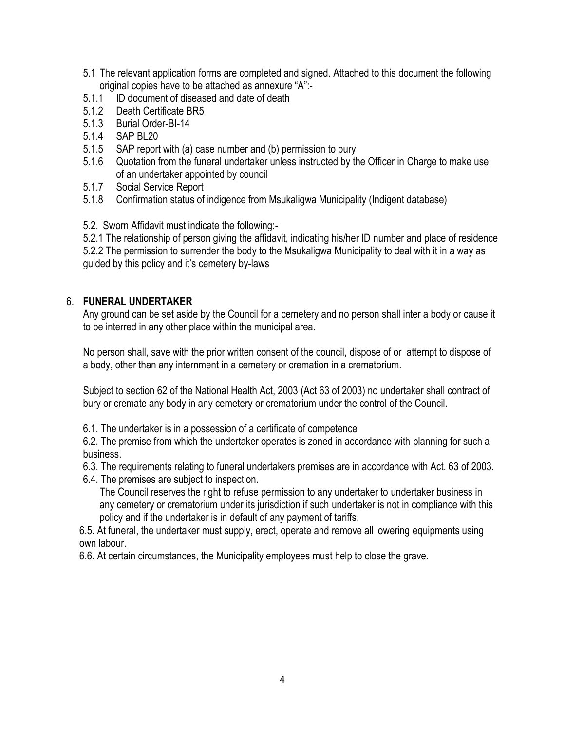5.1 The relevant application forms are completed and signed. Attached to this document the following original copies have to be attached as annexure "A":-

5.1.1 ID document of diseased and date of death
5.1.2 Death Certificate BR5
5.1.3 Burial Order-BI-14
5.1.4 SAP BL20
5.1.5 SAP report with (a) case number and (b) permission to bury
5.1.6 Quotation from the funeral undertaker unless instructed by the Officer in Charge to make use of an undertaker appointed by council
5.1.7 Social Service Report
5.1.8 Confirmation status of indigence from Msukaligwa Municipality (Indigent database)

5.2. Sworn Affidavit must indicate the following:-

5.2.1 The relationship of person giving the affidavit, indicating his/her ID number and place of residence
5.2.2 The permission to surrender the body to the Msukaligwa Municipality to deal with it in a way as guided by this policy and it's cemetery by-laws

## 6. FUNERAL UNDERTAKER

Any ground can be set aside by the Council for a cemetery and no person shall inter a body or cause it to be interred in any other place within the municipal area.

No person shall, save with the prior written consent of the council, dispose of or attempt to dispose of a body, other than any internment in a cemetery or cremation in a crematorium.

Subject to section 62 of the National Health Act, 2003 (Act 63 of 2003) no undertaker shall contract of bury or cremate any body in any cemetery or crematorium under the control of the Council.

6.1. The undertaker is in a possession of a certificate of competence

6.2. The premise from which the undertaker operates is zoned in accordance with planning for such a business.

6.3. The requirements relating to funeral undertakers premises are in accordance with Act. 63 of 2003.

6.4. The premises are subject to inspection.
The Council reserves the right to refuse permission to any undertaker to undertaker business in any cemetery or crematorium under its jurisdiction if such undertaker is not in compliance with this policy and if the undertaker is in default of any payment of tariffs.

6.5. At funeral, the undertaker must supply, erect, operate and remove all lowering equipments using own labour.

6.6. At certain circumstances, the Municipality employees must help to close the grave.